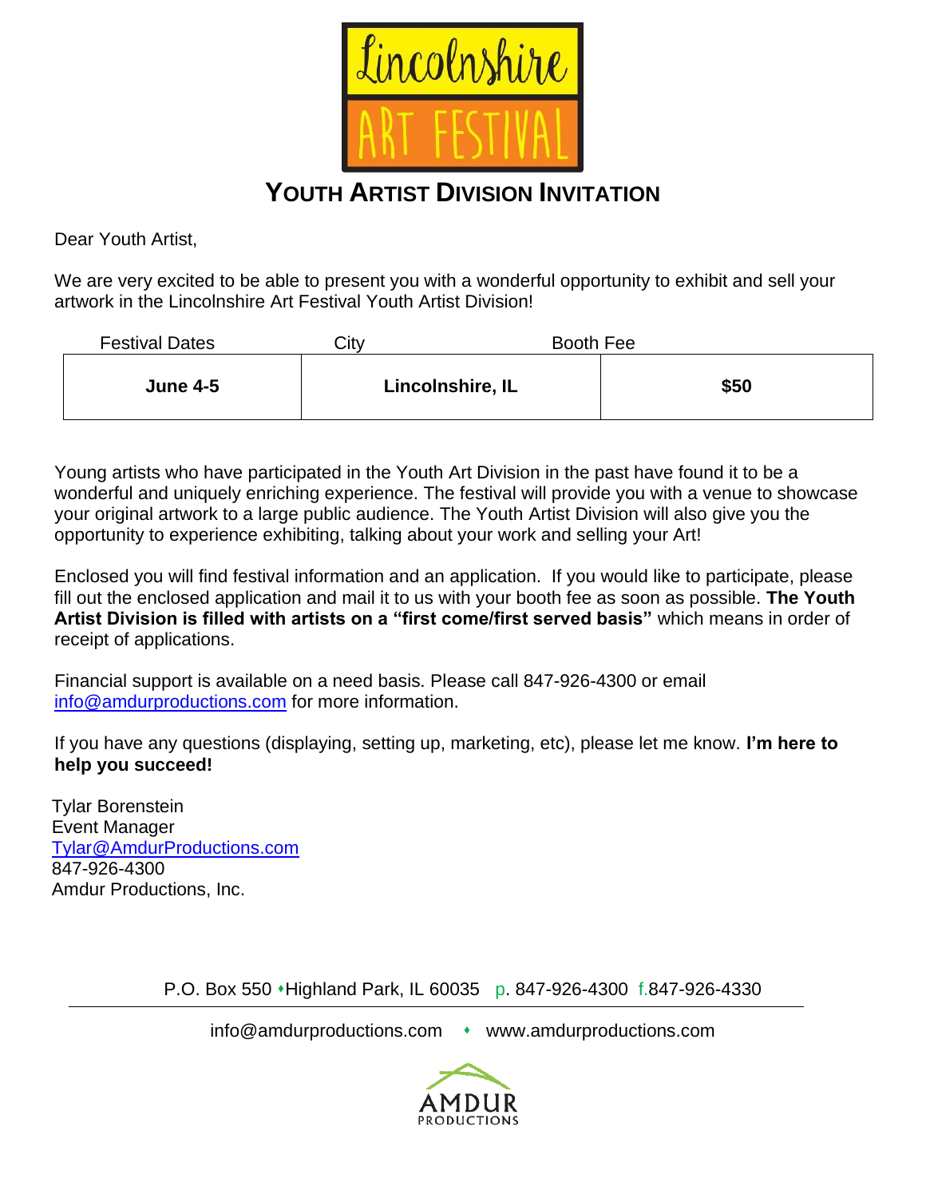# Lincolnshire ART FESTIVAL

## YOUTH ARTIST DIVISION INVITATION

Dear Youth Artist,

We are very excited to be able to present you with a wonderful opportunity to exhibit and sell your artwork in the Lincolnshire Art Festival Youth Artist Division!

| Festival Dates | City | Booth Fee |
|---|---|---|
| **June 4-5** | **Lincolnshire, IL** | **$50** |

Young artists who have participated in the Youth Art Division in the past have found it to be a wonderful and uniquely enriching experience. The festival will provide you with a venue to showcase your original artwork to a large public audience. The Youth Artist Division will also give you the opportunity to experience exhibiting, talking about your work and selling your Art!

Enclosed you will find festival information and an application. If you would like to participate, please fill out the enclosed application and mail it to us with your booth fee as soon as possible. **The Youth Artist Division is filled with artists on a "first come/first served basis"** which means in order of receipt of applications.

Financial support is available on a need basis. Please call 847-926-4300 or email info@amdurproductions.com for more information.

If you have any questions (displaying, setting up, marketing, etc), please let me know. **I'm here to help you succeed!**

Tylar Borenstein
Event Manager
Tylar@AmdurProductions.com
847-926-4300
Amdur Productions, Inc.

P.O. Box 550 • Highland Park, IL 60035 p. 847-926-4300 f.847-926-4330

info@amdurproductions.com • www.amdurproductions.com

AMDUR PRODUCTIONS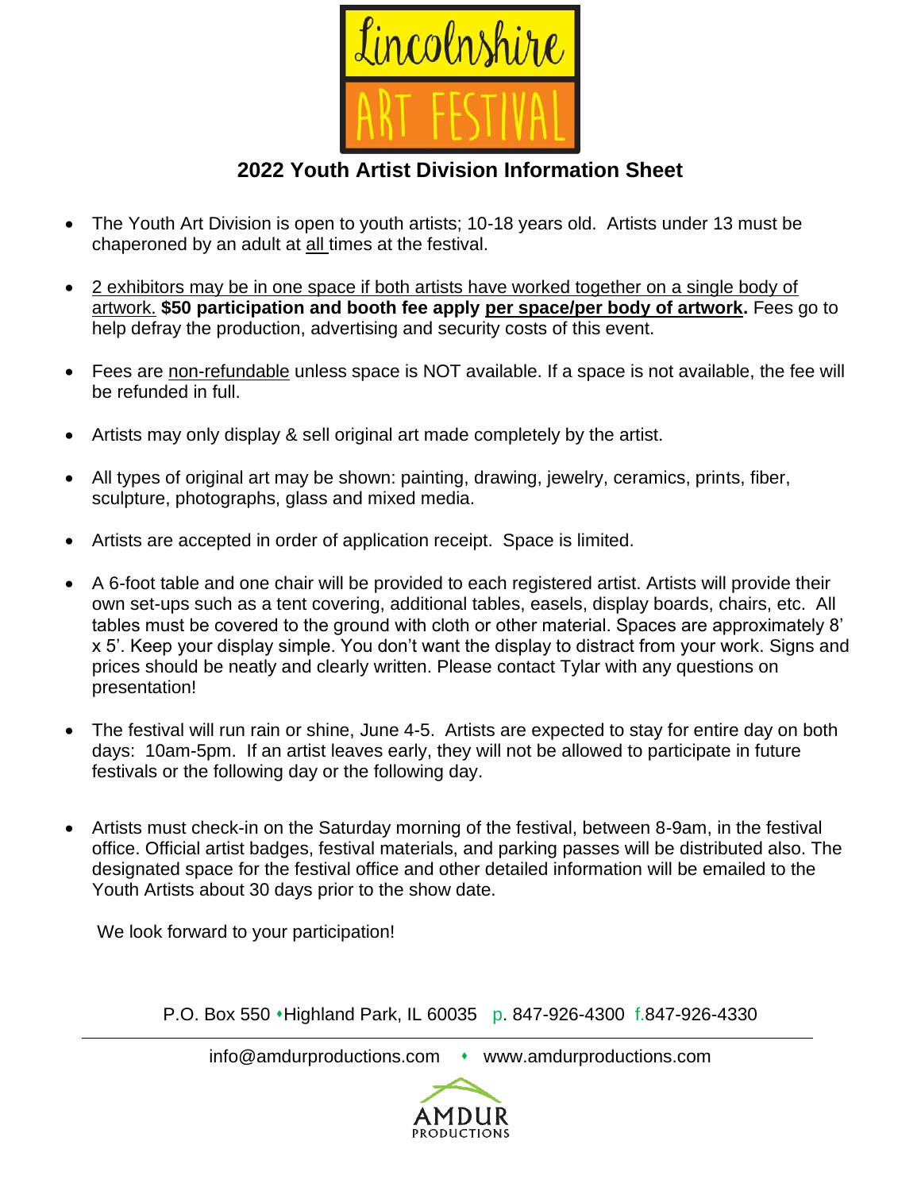Lincolnshire ART FESTIVAL

## 2022 Youth Artist Division Information Sheet

- The Youth Art Division is open to youth artists; 10-18 years old. Artists under 13 must be chaperoned by an adult at all times at the festival.
- 2 exhibitors may be in one space if both artists have worked together on a single body of artwork. **$50 participation and booth fee apply per space/per body of artwork.** Fees go to help defray the production, advertising and security costs of this event.
- Fees are non-refundable unless space is NOT available. If a space is not available, the fee will be refunded in full.
- Artists may only display & sell original art made completely by the artist.
- All types of original art may be shown: painting, drawing, jewelry, ceramics, prints, fiber, sculpture, photographs, glass and mixed media.
- Artists are accepted in order of application receipt. Space is limited.
- A 6-foot table and one chair will be provided to each registered artist. Artists will provide their own set-ups such as a tent covering, additional tables, easels, display boards, chairs, etc. All tables must be covered to the ground with cloth or other material. Spaces are approximately 8' x 5'. Keep your display simple. You don't want the display to distract from your work. Signs and prices should be neatly and clearly written. Please contact Tylar with any questions on presentation!
- The festival will run rain or shine, June 4-5. Artists are expected to stay for entire day on both days: 10am-5pm. If an artist leaves early, they will not be allowed to participate in future festivals or the following day or the following day.
- Artists must check-in on the Saturday morning of the festival, between 8-9am, in the festival office. Official artist badges, festival materials, and parking passes will be distributed also. The designated space for the festival office and other detailed information will be emailed to the Youth Artists about 30 days prior to the show date.

We look forward to your participation!

P.O. Box 550 • Highland Park, IL 60035 p. 847-926-4300 f.847-926-4330

info@amdurproductions.com • www.amdurproductions.com

AMDUR PRODUCTIONS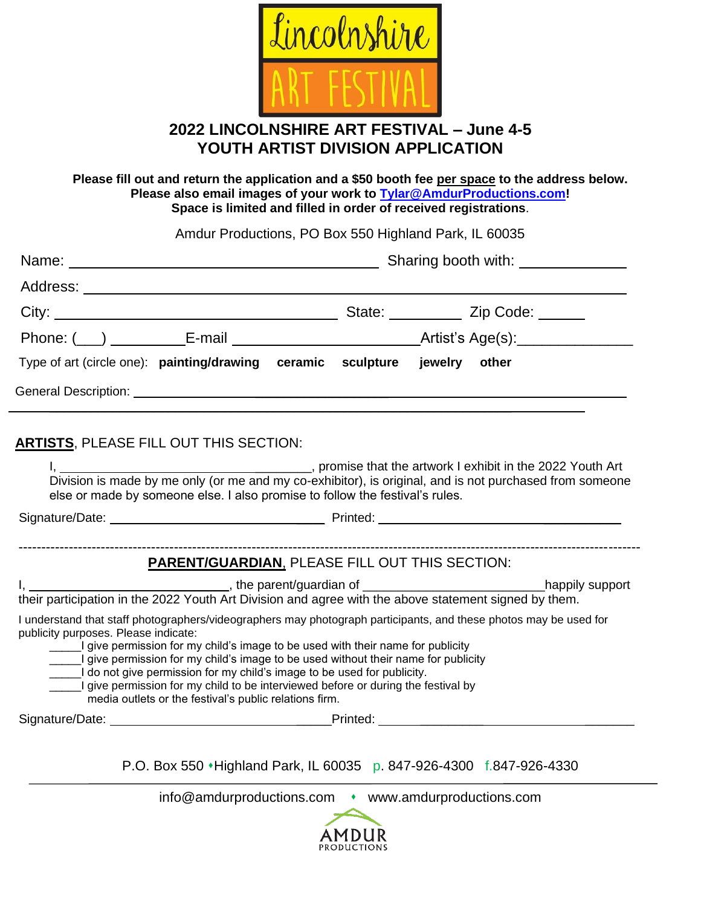Lincolnshire ART FESTIVAL

# 2022 LINCOLNSHIRE ART FESTIVAL – June 4-5
# YOUTH ARTIST DIVISION APPLICATION

**Please fill out and return the application and a $50 booth fee per space to the address below.**
**Please also email images of your work to Tylar@AmdurProductions.com!**
**Space is limited and filled in order of received registrations.**

Amdur Productions, PO Box 550 Highland Park, IL 60035

Name: ______________________________ Sharing booth with: ____________

Address: ______________________________________________________

City: ______________________________ State: ________ Zip Code: ______

Phone: (___) _________E-mail _______________________Artist's Age(s):_____________

Type of art (circle one): **painting/drawing** **ceramic** **sculpture** **jewelry** **other**

General Description: ______________________________________________________

______________________________________________________________________

**ARTISTS**, PLEASE FILL OUT THIS SECTION:

I, ______________________________, promise that the artwork I exhibit in the 2022 Youth Art Division is made by me only (or me and my co-exhibitor), is original, and is not purchased from someone else or made by someone else. I also promise to follow the festival's rules.

Signature/Date: ____________________________ Printed: ____________________________

---

**PARENT/GUARDIAN**, PLEASE FILL OUT THIS SECTION:

I, __________________________, the parent/guardian of ________________________happily support their participation in the 2022 Youth Art Division and agree with the above statement signed by them.

I understand that staff photographers/videographers may photograph participants, and these photos may be used for publicity purposes. Please indicate:

_____I give permission for my child's image to be used with their name for publicity
_____I give permission for my child's image to be used without their name for publicity
_____I do not give permission for my child's image to be used for publicity.
_____I give permission for my child to be interviewed before or during the festival by media outlets or the festival's public relations firm.

Signature/Date: ____________________________Printed: ____________________________

P.O. Box 550 • Highland Park, IL 60035 p. 847-926-4300 f.847-926-4330

info@amdurproductions.com • www.amdurproductions.com

AMDUR PRODUCTIONS